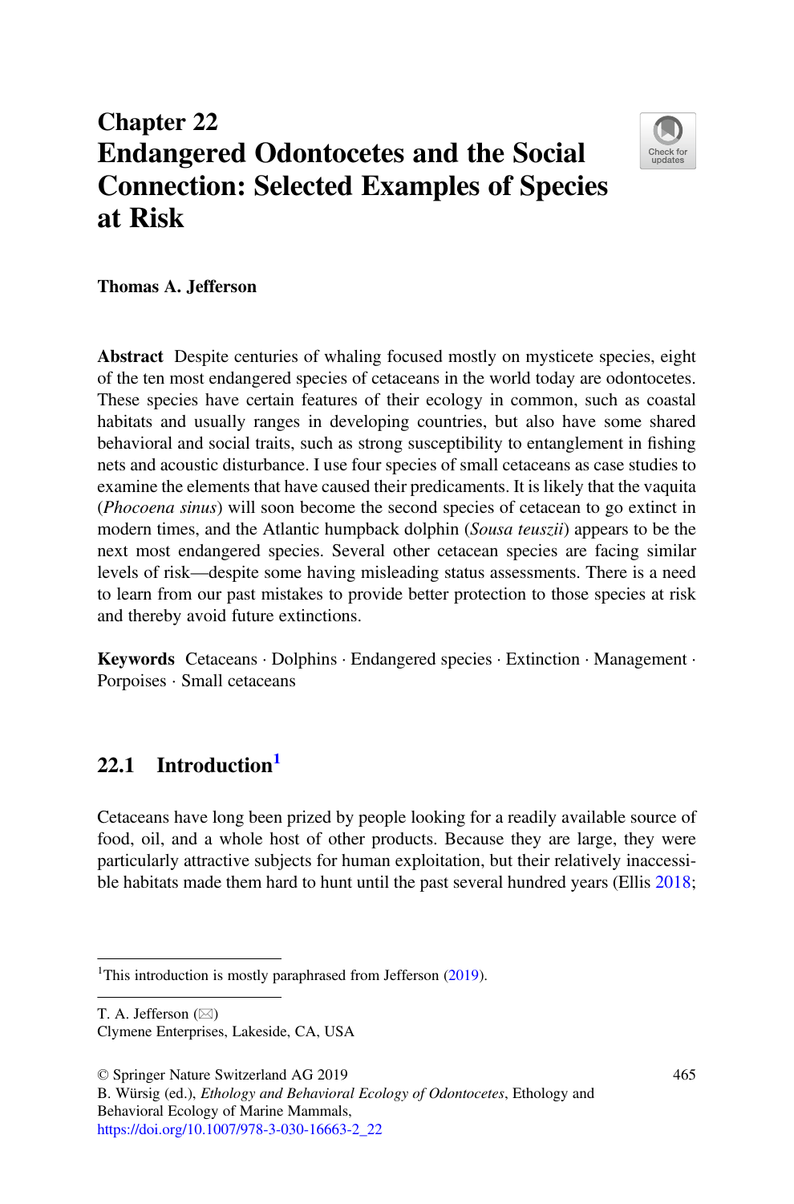# Chapter 22
# Endangered Odontocetes and the Social Connection: Selected Examples of Species at Risk

**Thomas A. Jefferson**

**Abstract** Despite centuries of whaling focused mostly on mysticete species, eight of the ten most endangered species of cetaceans in the world today are odontocetes. These species have certain features of their ecology in common, such as coastal habitats and usually ranges in developing countries, but also have some shared behavioral and social traits, such as strong susceptibility to entanglement in fishing nets and acoustic disturbance. I use four species of small cetaceans as case studies to examine the elements that have caused their predicaments. It is likely that the vaquita (*Phocoena sinus*) will soon become the second species of cetacean to go extinct in modern times, and the Atlantic humpback dolphin (*Sousa teuszii*) appears to be the next most endangered species. Several other cetacean species are facing similar levels of risk—despite some having misleading status assessments. There is a need to learn from our past mistakes to provide better protection to those species at risk and thereby avoid future extinctions.

**Keywords** Cetaceans · Dolphins · Endangered species · Extinction · Management · Porpoises · Small cetaceans

## 22.1 Introduction[1]

Cetaceans have long been prized by people looking for a readily available source of food, oil, and a whole host of other products. Because they are large, they were particularly attractive subjects for human exploitation, but their relatively inaccessible habitats made them hard to hunt until the past several hundred years (Ellis 2018;

[1]This introduction is mostly paraphrased from Jefferson (2019).

T. A. Jefferson (✉)
Clymene Enterprises, Lakeside, CA, USA

© Springer Nature Switzerland AG 2019
B. Würsig (ed.), *Ethology and Behavioral Ecology of Odontocetes*, Ethology and Behavioral Ecology of Marine Mammals,
https://doi.org/10.1007/978-3-030-16663-2_22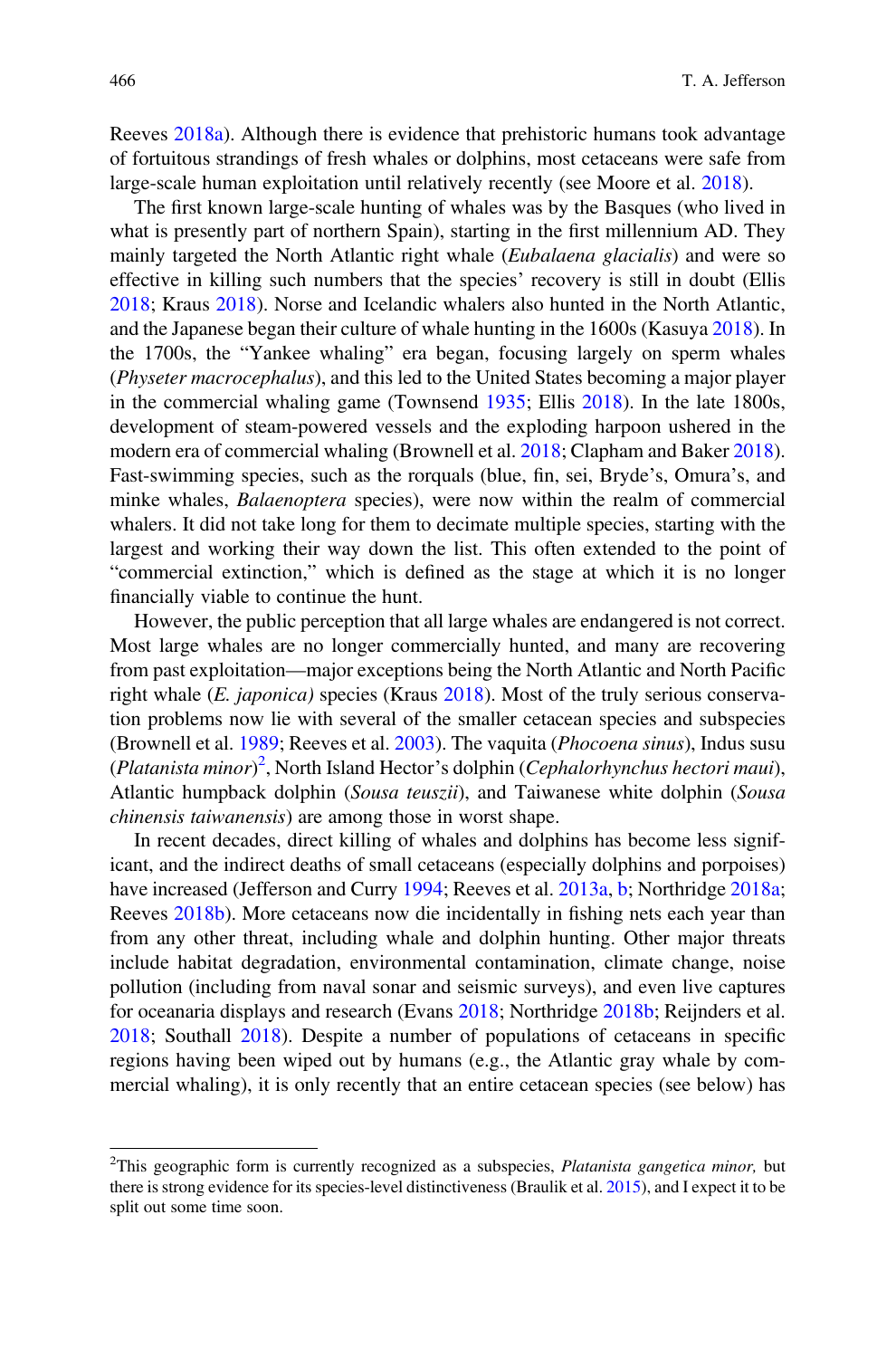Reeves 2018a). Although there is evidence that prehistoric humans took advantage of fortuitous strandings of fresh whales or dolphins, most cetaceans were safe from large-scale human exploitation until relatively recently (see Moore et al. 2018).

The first known large-scale hunting of whales was by the Basques (who lived in what is presently part of northern Spain), starting in the first millennium AD. They mainly targeted the North Atlantic right whale (*Eubalaena glacialis*) and were so effective in killing such numbers that the species' recovery is still in doubt (Ellis 2018; Kraus 2018). Norse and Icelandic whalers also hunted in the North Atlantic, and the Japanese began their culture of whale hunting in the 1600s (Kasuya 2018). In the 1700s, the "Yankee whaling" era began, focusing largely on sperm whales (*Physeter macrocephalus*), and this led to the United States becoming a major player in the commercial whaling game (Townsend 1935; Ellis 2018). In the late 1800s, development of steam-powered vessels and the exploding harpoon ushered in the modern era of commercial whaling (Brownell et al. 2018; Clapham and Baker 2018). Fast-swimming species, such as the rorquals (blue, fin, sei, Bryde's, Omura's, and minke whales, *Balaenoptera* species), were now within the realm of commercial whalers. It did not take long for them to decimate multiple species, starting with the largest and working their way down the list. This often extended to the point of "commercial extinction," which is defined as the stage at which it is no longer financially viable to continue the hunt.

However, the public perception that all large whales are endangered is not correct. Most large whales are no longer commercially hunted, and many are recovering from past exploitation—major exceptions being the North Atlantic and North Pacific right whale (*E. japonica)* species (Kraus 2018). Most of the truly serious conservation problems now lie with several of the smaller cetacean species and subspecies (Brownell et al. 1989; Reeves et al. 2003). The vaquita (*Phocoena sinus*), Indus susu (*Platanista minor*)[2], North Island Hector's dolphin (*Cephalorhynchus hectori maui*), Atlantic humpback dolphin (*Sousa teuszii*), and Taiwanese white dolphin (*Sousa chinensis taiwanensis*) are among those in worst shape.

In recent decades, direct killing of whales and dolphins has become less significant, and the indirect deaths of small cetaceans (especially dolphins and porpoises) have increased (Jefferson and Curry 1994; Reeves et al. 2013a, b; Northridge 2018a; Reeves 2018b). More cetaceans now die incidentally in fishing nets each year than from any other threat, including whale and dolphin hunting. Other major threats include habitat degradation, environmental contamination, climate change, noise pollution (including from naval sonar and seismic surveys), and even live captures for oceanaria displays and research (Evans 2018; Northridge 2018b; Reijnders et al. 2018; Southall 2018). Despite a number of populations of cetaceans in specific regions having been wiped out by humans (e.g., the Atlantic gray whale by commercial whaling), it is only recently that an entire cetacean species (see below) has

[2]This geographic form is currently recognized as a subspecies, *Platanista gangetica minor,* but there is strong evidence for its species-level distinctiveness (Braulik et al. 2015), and I expect it to be split out some time soon.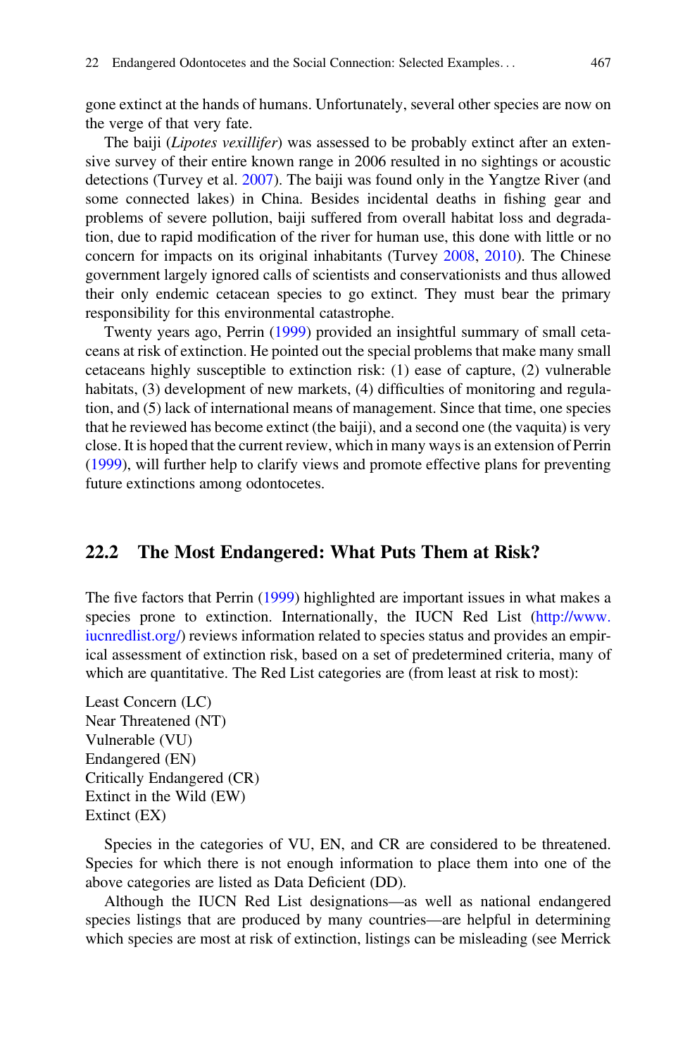gone extinct at the hands of humans. Unfortunately, several other species are now on the verge of that very fate.

The baiji (*Lipotes vexillifer*) was assessed to be probably extinct after an extensive survey of their entire known range in 2006 resulted in no sightings or acoustic detections (Turvey et al. 2007). The baiji was found only in the Yangtze River (and some connected lakes) in China. Besides incidental deaths in fishing gear and problems of severe pollution, baiji suffered from overall habitat loss and degradation, due to rapid modification of the river for human use, this done with little or no concern for impacts on its original inhabitants (Turvey 2008, 2010). The Chinese government largely ignored calls of scientists and conservationists and thus allowed their only endemic cetacean species to go extinct. They must bear the primary responsibility for this environmental catastrophe.

Twenty years ago, Perrin (1999) provided an insightful summary of small cetaceans at risk of extinction. He pointed out the special problems that make many small cetaceans highly susceptible to extinction risk: (1) ease of capture, (2) vulnerable habitats, (3) development of new markets, (4) difficulties of monitoring and regulation, and (5) lack of international means of management. Since that time, one species that he reviewed has become extinct (the baiji), and a second one (the vaquita) is very close. It is hoped that the current review, which in many ways is an extension of Perrin (1999), will further help to clarify views and promote effective plans for preventing future extinctions among odontocetes.

## 22.2 The Most Endangered: What Puts Them at Risk?

The five factors that Perrin (1999) highlighted are important issues in what makes a species prone to extinction. Internationally, the IUCN Red List (http://www.iucnredlist.org/) reviews information related to species status and provides an empirical assessment of extinction risk, based on a set of predetermined criteria, many of which are quantitative. The Red List categories are (from least at risk to most):

Least Concern (LC)
Near Threatened (NT)
Vulnerable (VU)
Endangered (EN)
Critically Endangered (CR)
Extinct in the Wild (EW)
Extinct (EX)

Species in the categories of VU, EN, and CR are considered to be threatened. Species for which there is not enough information to place them into one of the above categories are listed as Data Deficient (DD).

Although the IUCN Red List designations—as well as national endangered species listings that are produced by many countries—are helpful in determining which species are most at risk of extinction, listings can be misleading (see Merrick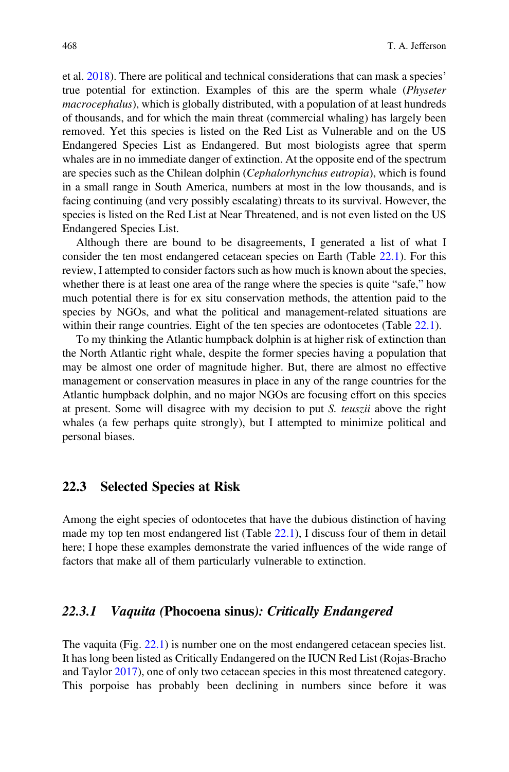et al. 2018). There are political and technical considerations that can mask a species' true potential for extinction. Examples of this are the sperm whale (*Physeter macrocephalus*), which is globally distributed, with a population of at least hundreds of thousands, and for which the main threat (commercial whaling) has largely been removed. Yet this species is listed on the Red List as Vulnerable and on the US Endangered Species List as Endangered. But most biologists agree that sperm whales are in no immediate danger of extinction. At the opposite end of the spectrum are species such as the Chilean dolphin (*Cephalorhynchus eutropia*), which is found in a small range in South America, numbers at most in the low thousands, and is facing continuing (and very possibly escalating) threats to its survival. However, the species is listed on the Red List at Near Threatened, and is not even listed on the US Endangered Species List.

Although there are bound to be disagreements, I generated a list of what I consider the ten most endangered cetacean species on Earth (Table 22.1). For this review, I attempted to consider factors such as how much is known about the species, whether there is at least one area of the range where the species is quite "safe," how much potential there is for ex situ conservation methods, the attention paid to the species by NGOs, and what the political and management-related situations are within their range countries. Eight of the ten species are odontocetes (Table 22.1).

To my thinking the Atlantic humpback dolphin is at higher risk of extinction than the North Atlantic right whale, despite the former species having a population that may be almost one order of magnitude higher. But, there are almost no effective management or conservation measures in place in any of the range countries for the Atlantic humpback dolphin, and no major NGOs are focusing effort on this species at present. Some will disagree with my decision to put *S. teuszii* above the right whales (a few perhaps quite strongly), but I attempted to minimize political and personal biases.

## 22.3 Selected Species at Risk

Among the eight species of odontocetes that have the dubious distinction of having made my top ten most endangered list (Table 22.1), I discuss four of them in detail here; I hope these examples demonstrate the varied influences of the wide range of factors that make all of them particularly vulnerable to extinction.

### *22.3.1 Vaquita (*Phocoena sinus*): Critically Endangered*

The vaquita (Fig. 22.1) is number one on the most endangered cetacean species list. It has long been listed as Critically Endangered on the IUCN Red List (Rojas-Bracho and Taylor 2017), one of only two cetacean species in this most threatened category. This porpoise has probably been declining in numbers since before it was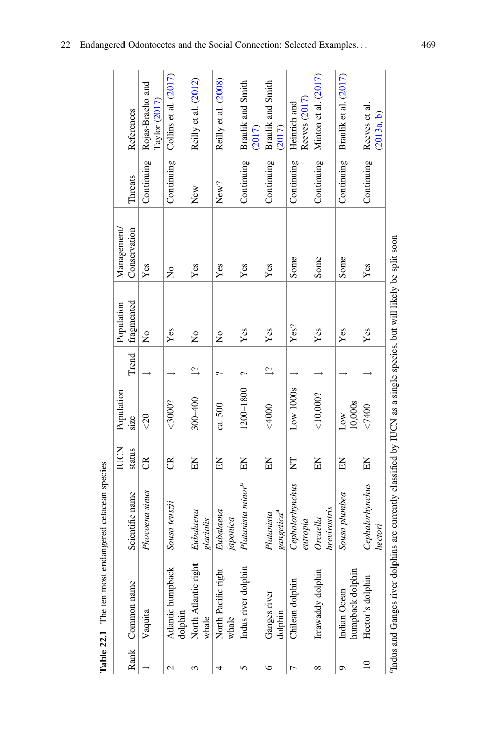**Table 22.1** The ten most endangered cetacean species

| Rank | Common name | Scientific name | IUCN status | Population size | Trend | Population fragmented | Management/ Conservation | Threats | References |
|---|---|---|---|---|---|---|---|---|---|
| 1 | Vaquita | *Phocoena sinus* | CR | <20 | ↓ | No | Yes | Continuing | Rojas-Bracho and Taylor (2017) |
| 2 | Atlantic humpback dolphin | *Sousa teuszii* | CR | <3000? | ↓ | Yes | No | Continuing | Collins et al. (2017) |
| 3 | North Atlantic right whale | *Eubalaena glacialis* | EN | 300–400 | ↓? | No | Yes | New | Reilly et al. (2012) |
| 4 | North Pacific right whale | *Eubalaena japonica* | EN | ca. 500 | ? | No | Yes | New? | Reilly et al. (2008) |
| 5 | Indus river dolphin | *Platanista minor*[a] | EN | 1200–1800 | ? | Yes | Yes | Continuing | Braulik and Smith (2017) |
| 6 | Ganges river dolphin | *Platanista gangetica*[a] | EN | <4000 | ↓? | Yes | Yes | Continuing | Braulik and Smith (2017) |
| 7 | Chilean dolphin | *Cephalorhynchus eutropia* | NT | Low 1000s | ↓ | Yes? | Some | Continuing | Heinrich and Reeves (2017) |
| 8 | Irrawaddy dolphin | *Orcaella brevirostris* | EN | <10,000? | ↓ | Yes | Some | Continuing | Minton et al. (2017) |
| 9 | Indian Ocean humpback dolphin | *Sousa plumbea* | EN | Low 10,000s | ↓ | Yes | Some | Continuing | Braulik et al. (2017) |
| 10 | Hector's dolphin | *Cephalorhynchus hectori* | EN | <7400 | ↓ | Yes | Yes | Continuing | Reeves et al. (2013a, b) |

[a]Indus and Ganges river dolphins are currently classified by IUCN as a single species, but will likely be split soon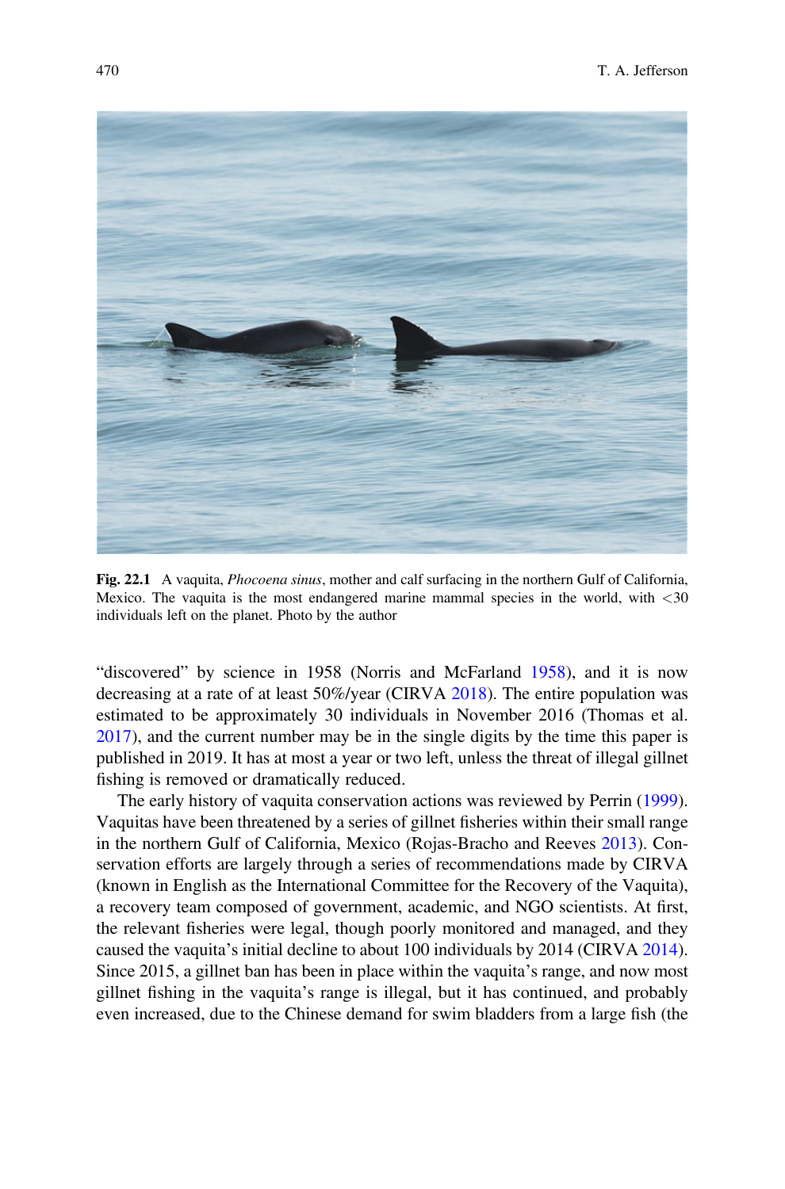**Fig. 22.1** A vaquita, *Phocoena sinus*, mother and calf surfacing in the northern Gulf of California, Mexico. The vaquita is the most endangered marine mammal species in the world, with <30 individuals left on the planet. Photo by the author

"discovered" by science in 1958 (Norris and McFarland 1958), and it is now decreasing at a rate of at least 50%/year (CIRVA 2018). The entire population was estimated to be approximately 30 individuals in November 2016 (Thomas et al. 2017), and the current number may be in the single digits by the time this paper is published in 2019. It has at most a year or two left, unless the threat of illegal gillnet fishing is removed or dramatically reduced.

The early history of vaquita conservation actions was reviewed by Perrin (1999). Vaquitas have been threatened by a series of gillnet fisheries within their small range in the northern Gulf of California, Mexico (Rojas-Bracho and Reeves 2013). Conservation efforts are largely through a series of recommendations made by CIRVA (known in English as the International Committee for the Recovery of the Vaquita), a recovery team composed of government, academic, and NGO scientists. At first, the relevant fisheries were legal, though poorly monitored and managed, and they caused the vaquita's initial decline to about 100 individuals by 2014 (CIRVA 2014). Since 2015, a gillnet ban has been in place within the vaquita's range, and now most gillnet fishing in the vaquita's range is illegal, but it has continued, and probably even increased, due to the Chinese demand for swim bladders from a large fish (the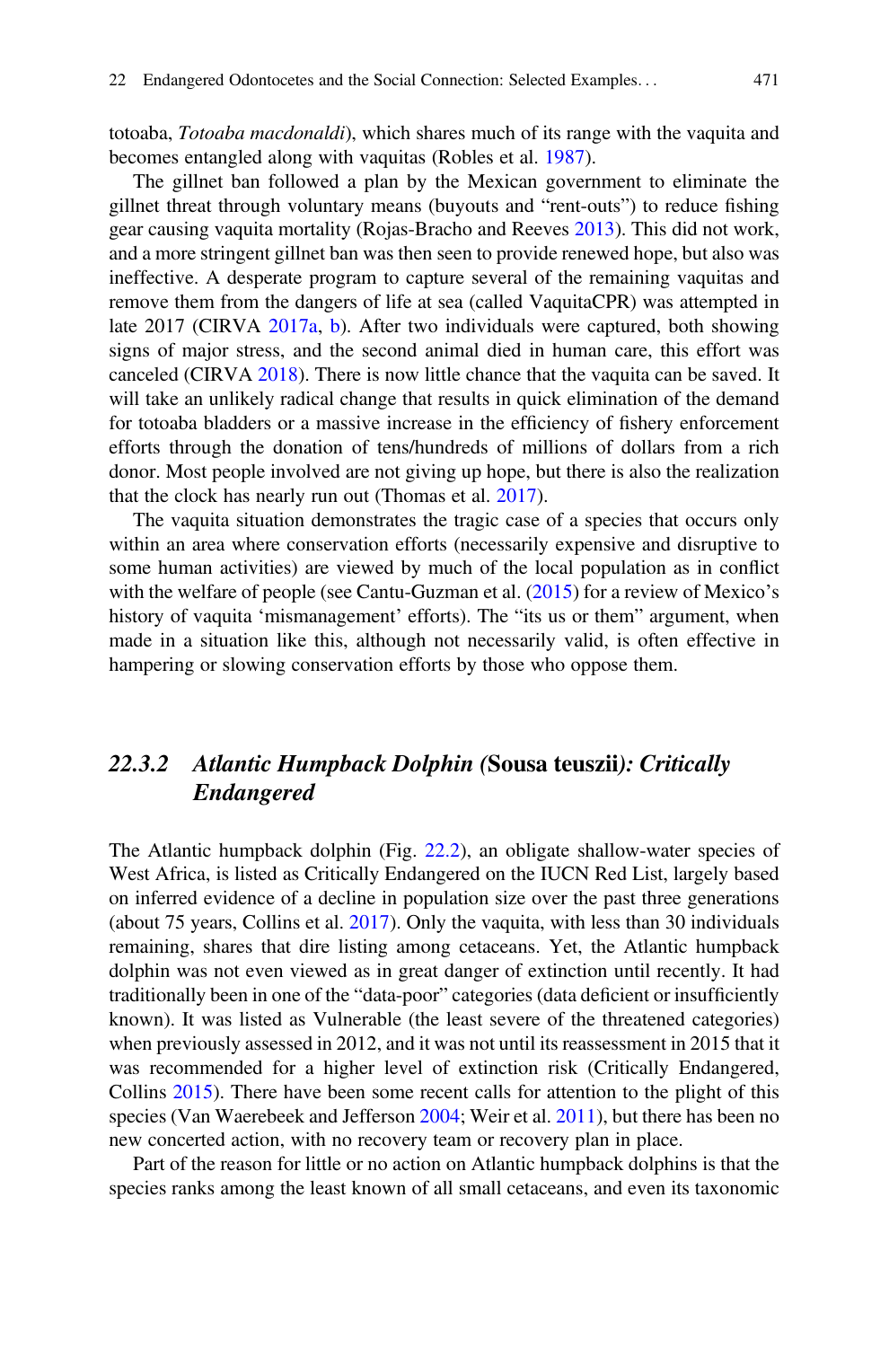totoaba, *Totoaba macdonaldi*), which shares much of its range with the vaquita and becomes entangled along with vaquitas (Robles et al. 1987).

The gillnet ban followed a plan by the Mexican government to eliminate the gillnet threat through voluntary means (buyouts and "rent-outs") to reduce fishing gear causing vaquita mortality (Rojas-Bracho and Reeves 2013). This did not work, and a more stringent gillnet ban was then seen to provide renewed hope, but also was ineffective. A desperate program to capture several of the remaining vaquitas and remove them from the dangers of life at sea (called VaquitaCPR) was attempted in late 2017 (CIRVA 2017a, b). After two individuals were captured, both showing signs of major stress, and the second animal died in human care, this effort was canceled (CIRVA 2018). There is now little chance that the vaquita can be saved. It will take an unlikely radical change that results in quick elimination of the demand for totoaba bladders or a massive increase in the efficiency of fishery enforcement efforts through the donation of tens/hundreds of millions of dollars from a rich donor. Most people involved are not giving up hope, but there is also the realization that the clock has nearly run out (Thomas et al. 2017).

The vaquita situation demonstrates the tragic case of a species that occurs only within an area where conservation efforts (necessarily expensive and disruptive to some human activities) are viewed by much of the local population as in conflict with the welfare of people (see Cantu-Guzman et al. (2015) for a review of Mexico's history of vaquita 'mismanagement' efforts). The "its us or them" argument, when made in a situation like this, although not necessarily valid, is often effective in hampering or slowing conservation efforts by those who oppose them.

### 22.3.2 *Atlantic Humpback Dolphin (***Sousa teuszii***): Critically Endangered*

The Atlantic humpback dolphin (Fig. 22.2), an obligate shallow-water species of West Africa, is listed as Critically Endangered on the IUCN Red List, largely based on inferred evidence of a decline in population size over the past three generations (about 75 years, Collins et al. 2017). Only the vaquita, with less than 30 individuals remaining, shares that dire listing among cetaceans. Yet, the Atlantic humpback dolphin was not even viewed as in great danger of extinction until recently. It had traditionally been in one of the "data-poor" categories (data deficient or insufficiently known). It was listed as Vulnerable (the least severe of the threatened categories) when previously assessed in 2012, and it was not until its reassessment in 2015 that it was recommended for a higher level of extinction risk (Critically Endangered, Collins 2015). There have been some recent calls for attention to the plight of this species (Van Waerebeek and Jefferson 2004; Weir et al. 2011), but there has been no new concerted action, with no recovery team or recovery plan in place.

Part of the reason for little or no action on Atlantic humpback dolphins is that the species ranks among the least known of all small cetaceans, and even its taxonomic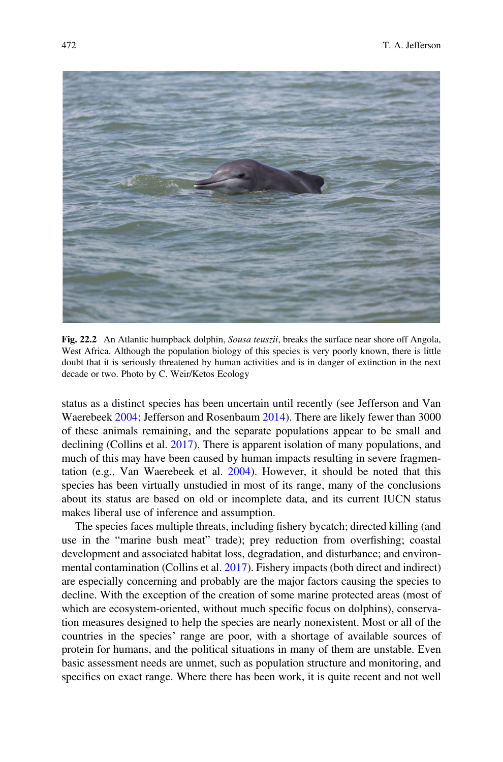**Fig. 22.2** An Atlantic humpback dolphin, *Sousa teuszii*, breaks the surface near shore off Angola, West Africa. Although the population biology of this species is very poorly known, there is little doubt that it is seriously threatened by human activities and is in danger of extinction in the next decade or two. Photo by C. Weir/Ketos Ecology

status as a distinct species has been uncertain until recently (see Jefferson and Van Waerebeek 2004; Jefferson and Rosenbaum 2014). There are likely fewer than 3000 of these animals remaining, and the separate populations appear to be small and declining (Collins et al. 2017). There is apparent isolation of many populations, and much of this may have been caused by human impacts resulting in severe fragmentation (e.g., Van Waerebeek et al. 2004). However, it should be noted that this species has been virtually unstudied in most of its range, many of the conclusions about its status are based on old or incomplete data, and its current IUCN status makes liberal use of inference and assumption.

The species faces multiple threats, including fishery bycatch; directed killing (and use in the "marine bush meat" trade); prey reduction from overfishing; coastal development and associated habitat loss, degradation, and disturbance; and environmental contamination (Collins et al. 2017). Fishery impacts (both direct and indirect) are especially concerning and probably are the major factors causing the species to decline. With the exception of the creation of some marine protected areas (most of which are ecosystem-oriented, without much specific focus on dolphins), conservation measures designed to help the species are nearly nonexistent. Most or all of the countries in the species' range are poor, with a shortage of available sources of protein for humans, and the political situations in many of them are unstable. Even basic assessment needs are unmet, such as population structure and monitoring, and specifics on exact range. Where there has been work, it is quite recent and not well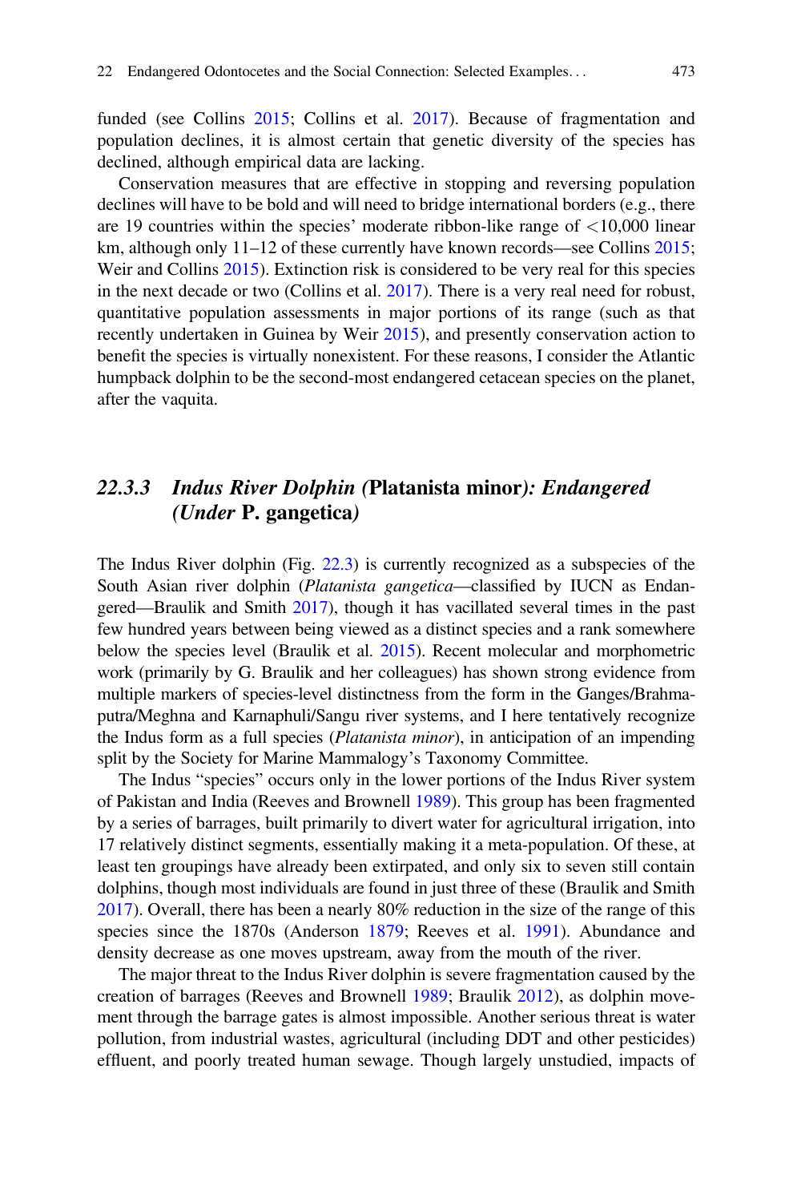funded (see Collins 2015; Collins et al. 2017). Because of fragmentation and population declines, it is almost certain that genetic diversity of the species has declined, although empirical data are lacking.

Conservation measures that are effective in stopping and reversing population declines will have to be bold and will need to bridge international borders (e.g., there are 19 countries within the species' moderate ribbon-like range of <10,000 linear km, although only 11–12 of these currently have known records—see Collins 2015; Weir and Collins 2015). Extinction risk is considered to be very real for this species in the next decade or two (Collins et al. 2017). There is a very real need for robust, quantitative population assessments in major portions of its range (such as that recently undertaken in Guinea by Weir 2015), and presently conservation action to benefit the species is virtually nonexistent. For these reasons, I consider the Atlantic humpback dolphin to be the second-most endangered cetacean species on the planet, after the vaquita.

### 22.3.3 *Indus River Dolphin (*Platanista minor*): Endangered (Under* P. gangetica*)*

The Indus River dolphin (Fig. 22.3) is currently recognized as a subspecies of the South Asian river dolphin (*Platanista gangetica*—classified by IUCN as Endangered—Braulik and Smith 2017), though it has vacillated several times in the past few hundred years between being viewed as a distinct species and a rank somewhere below the species level (Braulik et al. 2015). Recent molecular and morphometric work (primarily by G. Braulik and her colleagues) has shown strong evidence from multiple markers of species-level distinctness from the form in the Ganges/Brahmaputra/Meghna and Karnaphuli/Sangu river systems, and I here tentatively recognize the Indus form as a full species (*Platanista minor*), in anticipation of an impending split by the Society for Marine Mammalogy's Taxonomy Committee.

The Indus "species" occurs only in the lower portions of the Indus River system of Pakistan and India (Reeves and Brownell 1989). This group has been fragmented by a series of barrages, built primarily to divert water for agricultural irrigation, into 17 relatively distinct segments, essentially making it a meta-population. Of these, at least ten groupings have already been extirpated, and only six to seven still contain dolphins, though most individuals are found in just three of these (Braulik and Smith 2017). Overall, there has been a nearly 80% reduction in the size of the range of this species since the 1870s (Anderson 1879; Reeves et al. 1991). Abundance and density decrease as one moves upstream, away from the mouth of the river.

The major threat to the Indus River dolphin is severe fragmentation caused by the creation of barrages (Reeves and Brownell 1989; Braulik 2012), as dolphin movement through the barrage gates is almost impossible. Another serious threat is water pollution, from industrial wastes, agricultural (including DDT and other pesticides) effluent, and poorly treated human sewage. Though largely unstudied, impacts of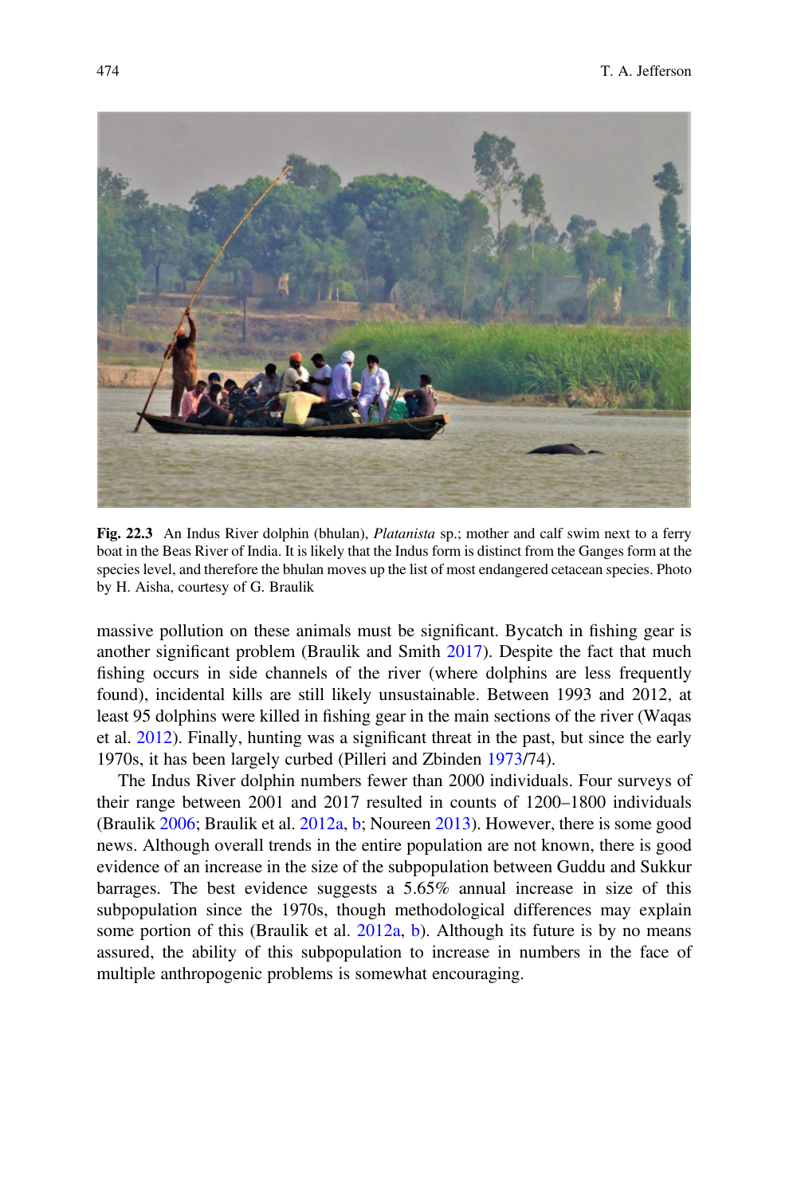**Fig. 22.3** An Indus River dolphin (bhulan), *Platanista* sp.; mother and calf swim next to a ferry boat in the Beas River of India. It is likely that the Indus form is distinct from the Ganges form at the species level, and therefore the bhulan moves up the list of most endangered cetacean species. Photo by H. Aisha, courtesy of G. Braulik

massive pollution on these animals must be significant. Bycatch in fishing gear is another significant problem (Braulik and Smith 2017). Despite the fact that much fishing occurs in side channels of the river (where dolphins are less frequently found), incidental kills are still likely unsustainable. Between 1993 and 2012, at least 95 dolphins were killed in fishing gear in the main sections of the river (Waqas et al. 2012). Finally, hunting was a significant threat in the past, but since the early 1970s, it has been largely curbed (Pilleri and Zbinden 1973/74).

The Indus River dolphin numbers fewer than 2000 individuals. Four surveys of their range between 2001 and 2017 resulted in counts of 1200–1800 individuals (Braulik 2006; Braulik et al. 2012a, b; Noureen 2013). However, there is some good news. Although overall trends in the entire population are not known, there is good evidence of an increase in the size of the subpopulation between Guddu and Sukkur barrages. The best evidence suggests a 5.65% annual increase in size of this subpopulation since the 1970s, though methodological differences may explain some portion of this (Braulik et al. 2012a, b). Although its future is by no means assured, the ability of this subpopulation to increase in numbers in the face of multiple anthropogenic problems is somewhat encouraging.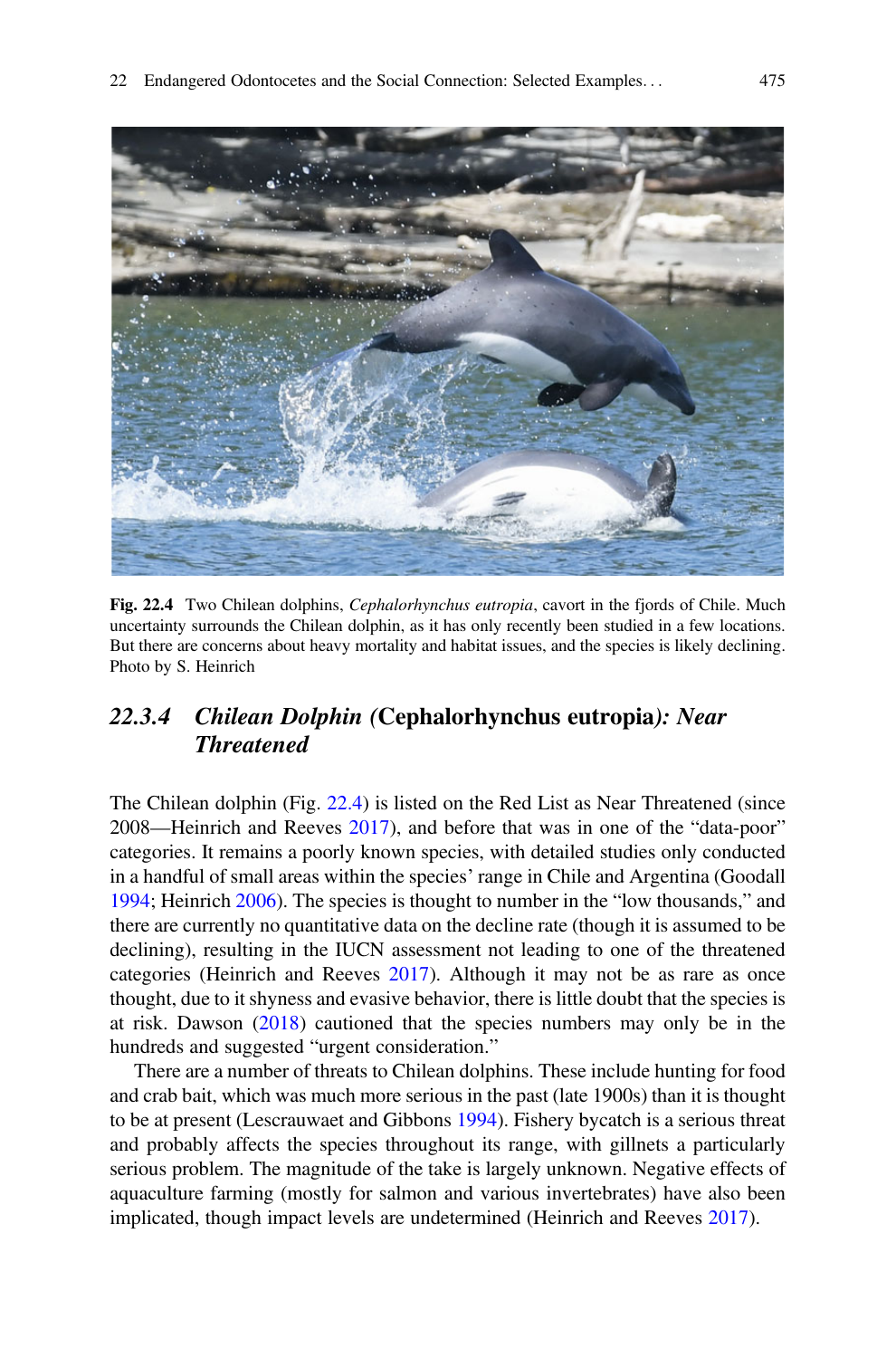Fig. 22.4 Two Chilean dolphins, *Cephalorhynchus eutropia*, cavort in the fjords of Chile. Much uncertainty surrounds the Chilean dolphin, as it has only recently been studied in a few locations. But there are concerns about heavy mortality and habitat issues, and the species is likely declining. Photo by S. Heinrich

### *22.3.4 Chilean Dolphin (*Cephalorhynchus eutropia*): Near Threatened*

The Chilean dolphin (Fig. 22.4) is listed on the Red List as Near Threatened (since 2008—Heinrich and Reeves 2017), and before that was in one of the "data-poor" categories. It remains a poorly known species, with detailed studies only conducted in a handful of small areas within the species' range in Chile and Argentina (Goodall 1994; Heinrich 2006). The species is thought to number in the "low thousands," and there are currently no quantitative data on the decline rate (though it is assumed to be declining), resulting in the IUCN assessment not leading to one of the threatened categories (Heinrich and Reeves 2017). Although it may not be as rare as once thought, due to it shyness and evasive behavior, there is little doubt that the species is at risk. Dawson (2018) cautioned that the species numbers may only be in the hundreds and suggested "urgent consideration."

There are a number of threats to Chilean dolphins. These include hunting for food and crab bait, which was much more serious in the past (late 1900s) than it is thought to be at present (Lescrauwaet and Gibbons 1994). Fishery bycatch is a serious threat and probably affects the species throughout its range, with gillnets a particularly serious problem. The magnitude of the take is largely unknown. Negative effects of aquaculture farming (mostly for salmon and various invertebrates) have also been implicated, though impact levels are undetermined (Heinrich and Reeves 2017).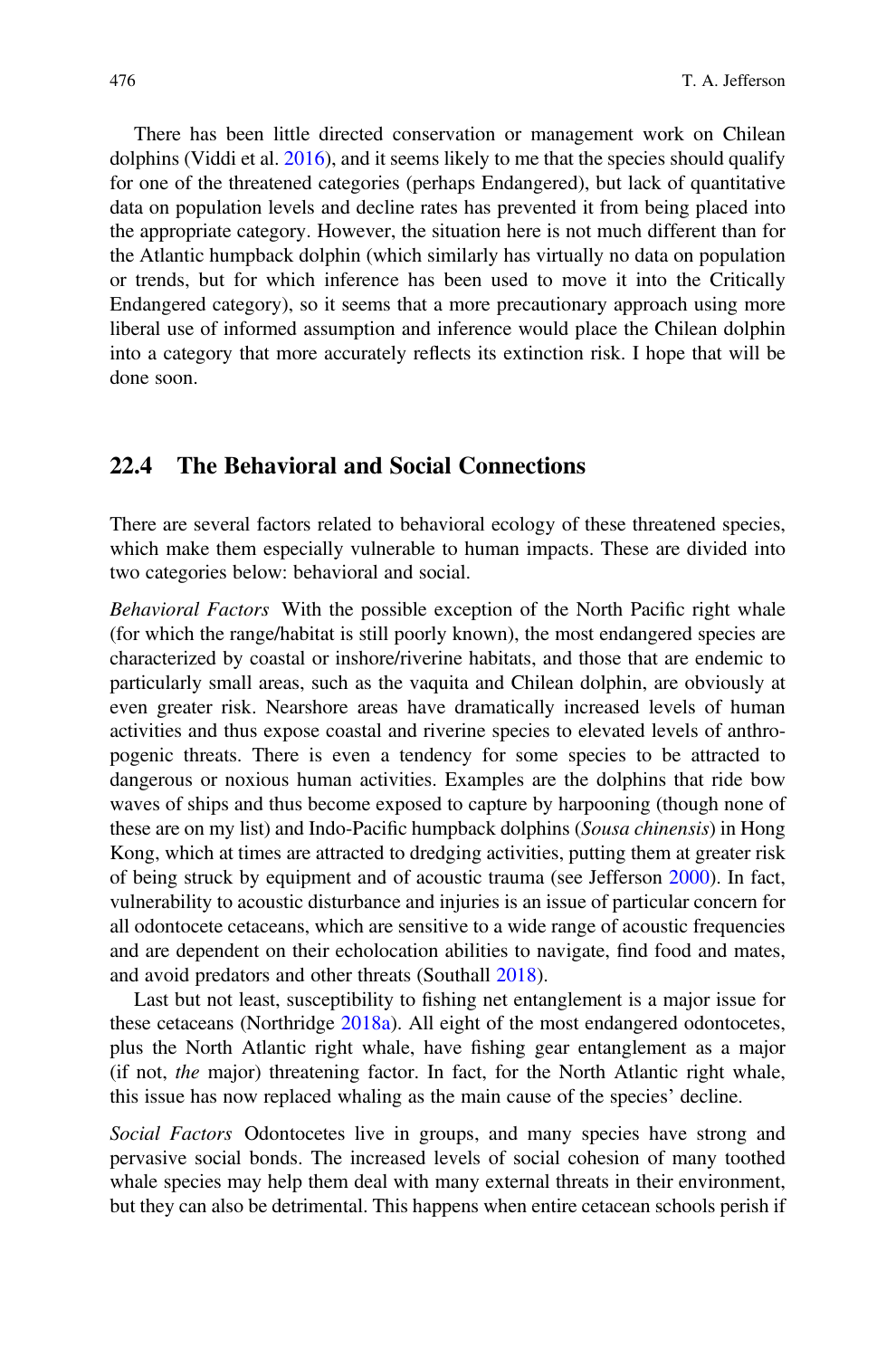There has been little directed conservation or management work on Chilean dolphins (Viddi et al. 2016), and it seems likely to me that the species should qualify for one of the threatened categories (perhaps Endangered), but lack of quantitative data on population levels and decline rates has prevented it from being placed into the appropriate category. However, the situation here is not much different than for the Atlantic humpback dolphin (which similarly has virtually no data on population or trends, but for which inference has been used to move it into the Critically Endangered category), so it seems that a more precautionary approach using more liberal use of informed assumption and inference would place the Chilean dolphin into a category that more accurately reflects its extinction risk. I hope that will be done soon.

## 22.4 The Behavioral and Social Connections

There are several factors related to behavioral ecology of these threatened species, which make them especially vulnerable to human impacts. These are divided into two categories below: behavioral and social.

*Behavioral Factors* With the possible exception of the North Pacific right whale (for which the range/habitat is still poorly known), the most endangered species are characterized by coastal or inshore/riverine habitats, and those that are endemic to particularly small areas, such as the vaquita and Chilean dolphin, are obviously at even greater risk. Nearshore areas have dramatically increased levels of human activities and thus expose coastal and riverine species to elevated levels of anthropogenic threats. There is even a tendency for some species to be attracted to dangerous or noxious human activities. Examples are the dolphins that ride bow waves of ships and thus become exposed to capture by harpooning (though none of these are on my list) and Indo-Pacific humpback dolphins (*Sousa chinensis*) in Hong Kong, which at times are attracted to dredging activities, putting them at greater risk of being struck by equipment and of acoustic trauma (see Jefferson 2000). In fact, vulnerability to acoustic disturbance and injuries is an issue of particular concern for all odontocete cetaceans, which are sensitive to a wide range of acoustic frequencies and are dependent on their echolocation abilities to navigate, find food and mates, and avoid predators and other threats (Southall 2018).

Last but not least, susceptibility to fishing net entanglement is a major issue for these cetaceans (Northridge 2018a). All eight of the most endangered odontocetes, plus the North Atlantic right whale, have fishing gear entanglement as a major (if not, *the* major) threatening factor. In fact, for the North Atlantic right whale, this issue has now replaced whaling as the main cause of the species' decline.

*Social Factors* Odontocetes live in groups, and many species have strong and pervasive social bonds. The increased levels of social cohesion of many toothed whale species may help them deal with many external threats in their environment, but they can also be detrimental. This happens when entire cetacean schools perish if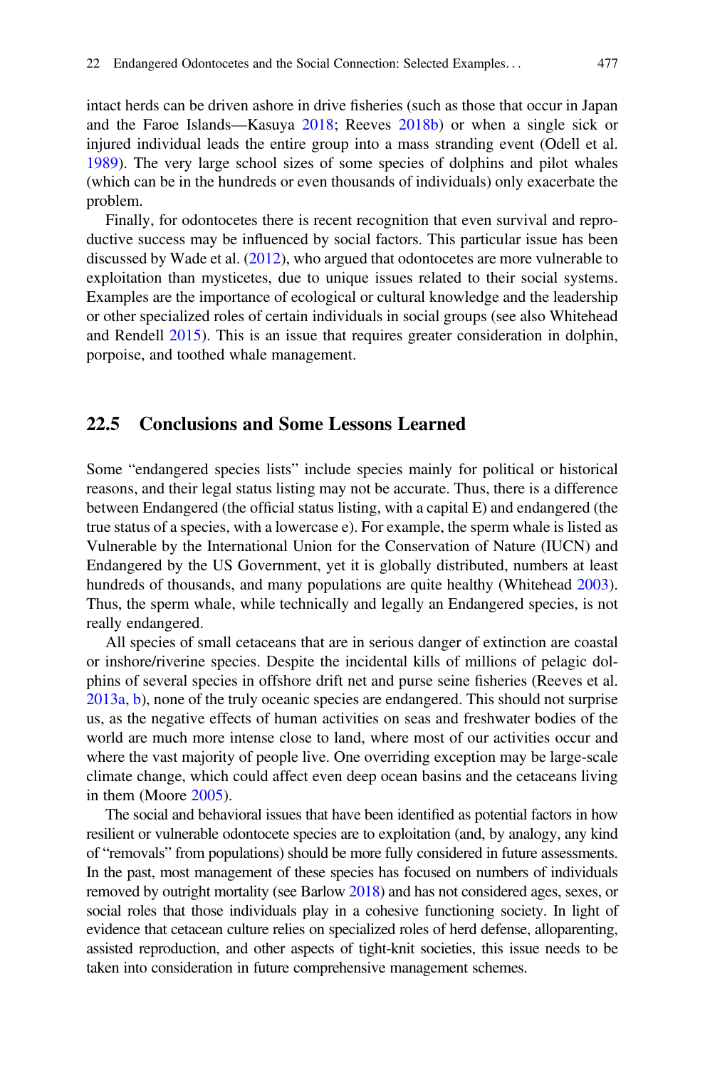intact herds can be driven ashore in drive fisheries (such as those that occur in Japan and the Faroe Islands—Kasuya 2018; Reeves 2018b) or when a single sick or injured individual leads the entire group into a mass stranding event (Odell et al. 1989). The very large school sizes of some species of dolphins and pilot whales (which can be in the hundreds or even thousands of individuals) only exacerbate the problem.

Finally, for odontocetes there is recent recognition that even survival and reproductive success may be influenced by social factors. This particular issue has been discussed by Wade et al. (2012), who argued that odontocetes are more vulnerable to exploitation than mysticetes, due to unique issues related to their social systems. Examples are the importance of ecological or cultural knowledge and the leadership or other specialized roles of certain individuals in social groups (see also Whitehead and Rendell 2015). This is an issue that requires greater consideration in dolphin, porpoise, and toothed whale management.

## 22.5 Conclusions and Some Lessons Learned

Some "endangered species lists" include species mainly for political or historical reasons, and their legal status listing may not be accurate. Thus, there is a difference between Endangered (the official status listing, with a capital E) and endangered (the true status of a species, with a lowercase e). For example, the sperm whale is listed as Vulnerable by the International Union for the Conservation of Nature (IUCN) and Endangered by the US Government, yet it is globally distributed, numbers at least hundreds of thousands, and many populations are quite healthy (Whitehead 2003). Thus, the sperm whale, while technically and legally an Endangered species, is not really endangered.

All species of small cetaceans that are in serious danger of extinction are coastal or inshore/riverine species. Despite the incidental kills of millions of pelagic dolphins of several species in offshore drift net and purse seine fisheries (Reeves et al. 2013a, b), none of the truly oceanic species are endangered. This should not surprise us, as the negative effects of human activities on seas and freshwater bodies of the world are much more intense close to land, where most of our activities occur and where the vast majority of people live. One overriding exception may be large-scale climate change, which could affect even deep ocean basins and the cetaceans living in them (Moore 2005).

The social and behavioral issues that have been identified as potential factors in how resilient or vulnerable odontocete species are to exploitation (and, by analogy, any kind of "removals" from populations) should be more fully considered in future assessments. In the past, most management of these species has focused on numbers of individuals removed by outright mortality (see Barlow 2018) and has not considered ages, sexes, or social roles that those individuals play in a cohesive functioning society. In light of evidence that cetacean culture relies on specialized roles of herd defense, alloparenting, assisted reproduction, and other aspects of tight-knit societies, this issue needs to be taken into consideration in future comprehensive management schemes.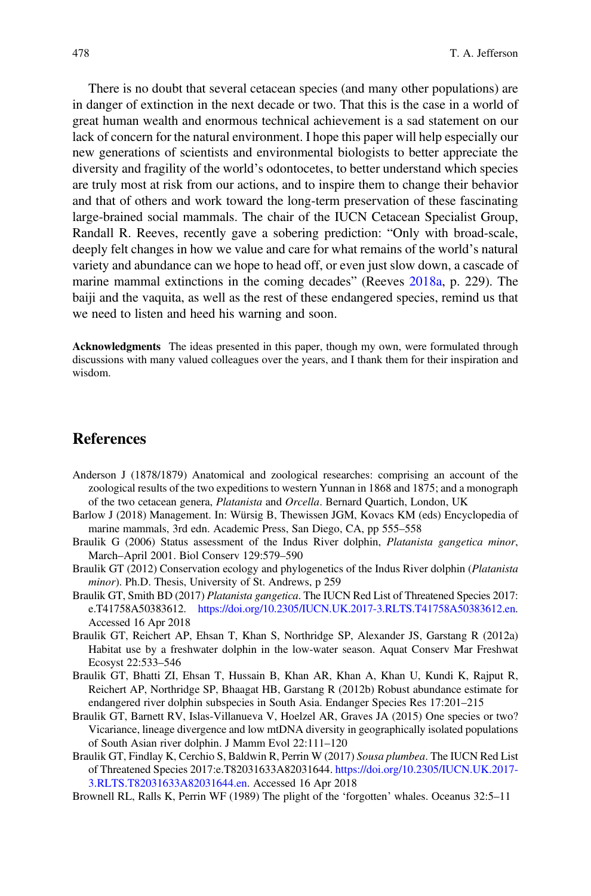There is no doubt that several cetacean species (and many other populations) are in danger of extinction in the next decade or two. That this is the case in a world of great human wealth and enormous technical achievement is a sad statement on our lack of concern for the natural environment. I hope this paper will help especially our new generations of scientists and environmental biologists to better appreciate the diversity and fragility of the world's odontocetes, to better understand which species are truly most at risk from our actions, and to inspire them to change their behavior and that of others and work toward the long-term preservation of these fascinating large-brained social mammals. The chair of the IUCN Cetacean Specialist Group, Randall R. Reeves, recently gave a sobering prediction: "Only with broad-scale, deeply felt changes in how we value and care for what remains of the world's natural variety and abundance can we hope to head off, or even just slow down, a cascade of marine mammal extinctions in the coming decades" (Reeves 2018a, p. 229). The baiji and the vaquita, as well as the rest of these endangered species, remind us that we need to listen and heed his warning and soon.

**Acknowledgments** The ideas presented in this paper, though my own, were formulated through discussions with many valued colleagues over the years, and I thank them for their inspiration and wisdom.

## References

Anderson J (1878/1879) Anatomical and zoological researches: comprising an account of the zoological results of the two expeditions to western Yunnan in 1868 and 1875; and a monograph of the two cetacean genera, *Platanista* and *Orcella*. Bernard Quartich, London, UK

Barlow J (2018) Management. In: Würsig B, Thewissen JGM, Kovacs KM (eds) Encyclopedia of marine mammals, 3rd edn. Academic Press, San Diego, CA, pp 555–558

Braulik G (2006) Status assessment of the Indus River dolphin, *Platanista gangetica minor*, March–April 2001. Biol Conserv 129:579–590

Braulik GT (2012) Conservation ecology and phylogenetics of the Indus River dolphin (*Platanista minor*). Ph.D. Thesis, University of St. Andrews, p 259

Braulik GT, Smith BD (2017) *Platanista gangetica*. The IUCN Red List of Threatened Species 2017: e.T41758A50383612. https://doi.org/10.2305/IUCN.UK.2017-3.RLTS.T41758A50383612.en. Accessed 16 Apr 2018

Braulik GT, Reichert AP, Ehsan T, Khan S, Northridge SP, Alexander JS, Garstang R (2012a) Habitat use by a freshwater dolphin in the low-water season. Aquat Conserv Mar Freshwat Ecosyst 22:533–546

Braulik GT, Bhatti ZI, Ehsan T, Hussain B, Khan AR, Khan A, Khan U, Kundi K, Rajput R, Reichert AP, Northridge SP, Bhaagat HB, Garstang R (2012b) Robust abundance estimate for endangered river dolphin subspecies in South Asia. Endanger Species Res 17:201–215

Braulik GT, Barnett RV, Islas-Villanueva V, Hoelzel AR, Graves JA (2015) One species or two? Vicariance, lineage divergence and low mtDNA diversity in geographically isolated populations of South Asian river dolphin. J Mamm Evol 22:111–120

Braulik GT, Findlay K, Cerchio S, Baldwin R, Perrin W (2017) *Sousa plumbea*. The IUCN Red List of Threatened Species 2017:e.T82031633A82031644. https://doi.org/10.2305/IUCN.UK.2017-3.RLTS.T82031633A82031644.en. Accessed 16 Apr 2018

Brownell RL, Ralls K, Perrin WF (1989) The plight of the 'forgotten' whales. Oceanus 32:5–11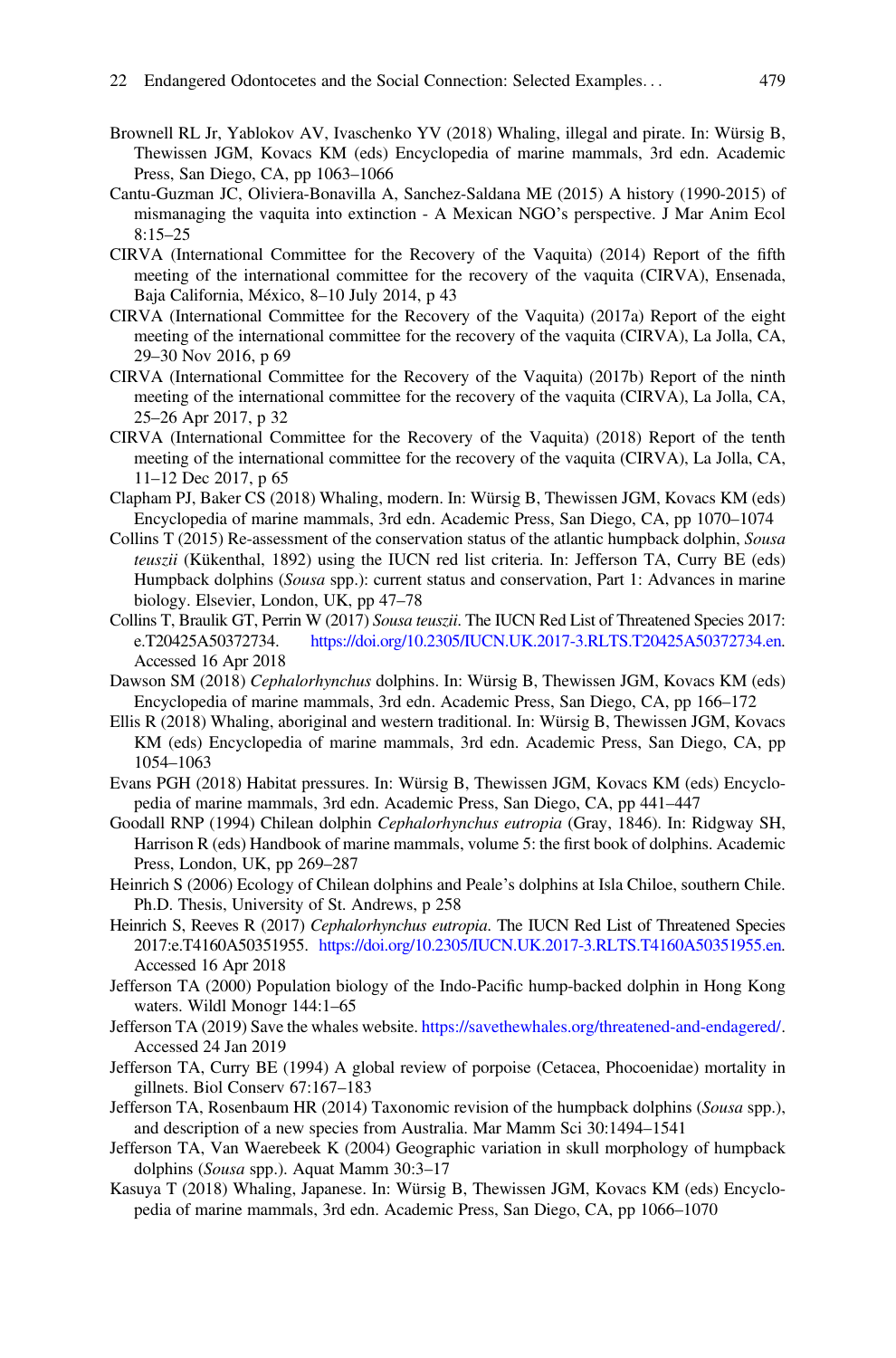Brownell RL Jr, Yablokov AV, Ivaschenko YV (2018) Whaling, illegal and pirate. In: Würsig B, Thewissen JGM, Kovacs KM (eds) Encyclopedia of marine mammals, 3rd edn. Academic Press, San Diego, CA, pp 1063–1066

Cantu-Guzman JC, Oliviera-Bonavilla A, Sanchez-Saldana ME (2015) A history (1990-2015) of mismanaging the vaquita into extinction - A Mexican NGO's perspective. J Mar Anim Ecol 8:15–25

CIRVA (International Committee for the Recovery of the Vaquita) (2014) Report of the fifth meeting of the international committee for the recovery of the vaquita (CIRVA), Ensenada, Baja California, México, 8–10 July 2014, p 43

CIRVA (International Committee for the Recovery of the Vaquita) (2017a) Report of the eight meeting of the international committee for the recovery of the vaquita (CIRVA), La Jolla, CA, 29–30 Nov 2016, p 69

CIRVA (International Committee for the Recovery of the Vaquita) (2017b) Report of the ninth meeting of the international committee for the recovery of the vaquita (CIRVA), La Jolla, CA, 25–26 Apr 2017, p 32

CIRVA (International Committee for the Recovery of the Vaquita) (2018) Report of the tenth meeting of the international committee for the recovery of the vaquita (CIRVA), La Jolla, CA, 11–12 Dec 2017, p 65

Clapham PJ, Baker CS (2018) Whaling, modern. In: Würsig B, Thewissen JGM, Kovacs KM (eds) Encyclopedia of marine mammals, 3rd edn. Academic Press, San Diego, CA, pp 1070–1074

Collins T (2015) Re-assessment of the conservation status of the atlantic humpback dolphin, *Sousa teuszii* (Kükenthal, 1892) using the IUCN red list criteria. In: Jefferson TA, Curry BE (eds) Humpback dolphins (*Sousa* spp.): current status and conservation, Part 1: Advances in marine biology. Elsevier, London, UK, pp 47–78

Collins T, Braulik GT, Perrin W (2017) *Sousa teuszii*. The IUCN Red List of Threatened Species 2017: e.T20425A50372734. https://doi.org/10.2305/IUCN.UK.2017-3.RLTS.T20425A50372734.en. Accessed 16 Apr 2018

Dawson SM (2018) *Cephalorhynchus* dolphins. In: Würsig B, Thewissen JGM, Kovacs KM (eds) Encyclopedia of marine mammals, 3rd edn. Academic Press, San Diego, CA, pp 166–172

Ellis R (2018) Whaling, aboriginal and western traditional. In: Würsig B, Thewissen JGM, Kovacs KM (eds) Encyclopedia of marine mammals, 3rd edn. Academic Press, San Diego, CA, pp 1054–1063

Evans PGH (2018) Habitat pressures. In: Würsig B, Thewissen JGM, Kovacs KM (eds) Encyclopedia of marine mammals, 3rd edn. Academic Press, San Diego, CA, pp 441–447

Goodall RNP (1994) Chilean dolphin *Cephalorhynchus eutropia* (Gray, 1846). In: Ridgway SH, Harrison R (eds) Handbook of marine mammals, volume 5: the first book of dolphins. Academic Press, London, UK, pp 269–287

Heinrich S (2006) Ecology of Chilean dolphins and Peale's dolphins at Isla Chiloe, southern Chile. Ph.D. Thesis, University of St. Andrews, p 258

Heinrich S, Reeves R (2017) *Cephalorhynchus eutropia*. The IUCN Red List of Threatened Species 2017:e.T4160A50351955. https://doi.org/10.2305/IUCN.UK.2017-3.RLTS.T4160A50351955.en. Accessed 16 Apr 2018

Jefferson TA (2000) Population biology of the Indo-Pacific hump-backed dolphin in Hong Kong waters. Wildl Monogr 144:1–65

Jefferson TA (2019) Save the whales website. https://savethewhales.org/threatened-and-endagered/. Accessed 24 Jan 2019

Jefferson TA, Curry BE (1994) A global review of porpoise (Cetacea, Phocoenidae) mortality in gillnets. Biol Conserv 67:167–183

Jefferson TA, Rosenbaum HR (2014) Taxonomic revision of the humpback dolphins (*Sousa* spp.), and description of a new species from Australia. Mar Mamm Sci 30:1494–1541

Jefferson TA, Van Waerebeek K (2004) Geographic variation in skull morphology of humpback dolphins (*Sousa* spp.). Aquat Mamm 30:3–17

Kasuya T (2018) Whaling, Japanese. In: Würsig B, Thewissen JGM, Kovacs KM (eds) Encyclopedia of marine mammals, 3rd edn. Academic Press, San Diego, CA, pp 1066–1070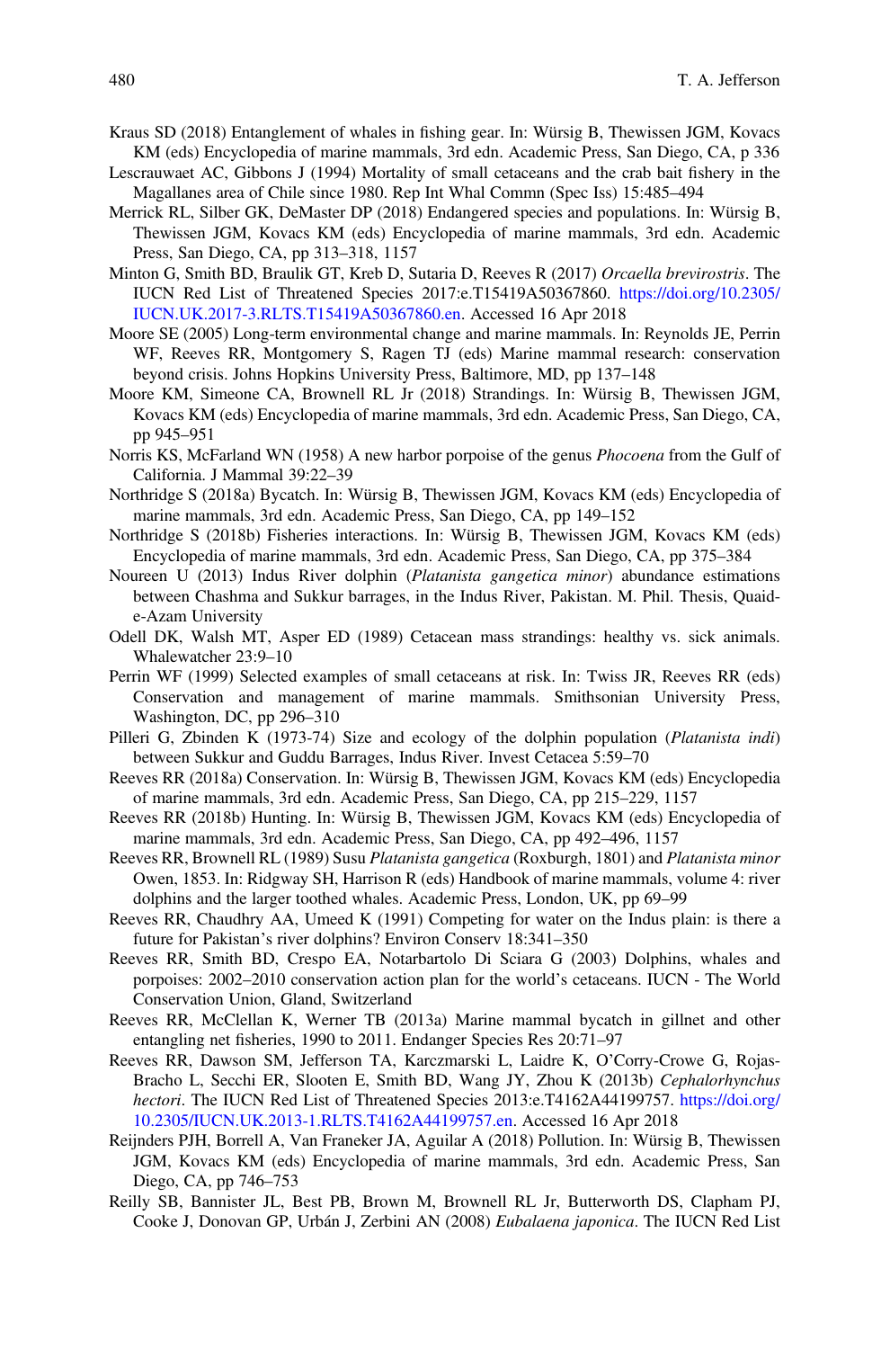Kraus SD (2018) Entanglement of whales in fishing gear. In: Würsig B, Thewissen JGM, Kovacs KM (eds) Encyclopedia of marine mammals, 3rd edn. Academic Press, San Diego, CA, p 336

Lescrauwaet AC, Gibbons J (1994) Mortality of small cetaceans and the crab bait fishery in the Magallanes area of Chile since 1980. Rep Int Whal Commn (Spec Iss) 15:485–494

Merrick RL, Silber GK, DeMaster DP (2018) Endangered species and populations. In: Würsig B, Thewissen JGM, Kovacs KM (eds) Encyclopedia of marine mammals, 3rd edn. Academic Press, San Diego, CA, pp 313–318, 1157

Minton G, Smith BD, Braulik GT, Kreb D, Sutaria D, Reeves R (2017) *Orcaella brevirostris*. The IUCN Red List of Threatened Species 2017:e.T15419A50367860. https://doi.org/10.2305/IUCN.UK.2017-3.RLTS.T15419A50367860.en. Accessed 16 Apr 2018

Moore SE (2005) Long-term environmental change and marine mammals. In: Reynolds JE, Perrin WF, Reeves RR, Montgomery S, Ragen TJ (eds) Marine mammal research: conservation beyond crisis. Johns Hopkins University Press, Baltimore, MD, pp 137–148

Moore KM, Simeone CA, Brownell RL Jr (2018) Strandings. In: Würsig B, Thewissen JGM, Kovacs KM (eds) Encyclopedia of marine mammals, 3rd edn. Academic Press, San Diego, CA, pp 945–951

Norris KS, McFarland WN (1958) A new harbor porpoise of the genus *Phocoena* from the Gulf of California. J Mammal 39:22–39

Northridge S (2018a) Bycatch. In: Würsig B, Thewissen JGM, Kovacs KM (eds) Encyclopedia of marine mammals, 3rd edn. Academic Press, San Diego, CA, pp 149–152

Northridge S (2018b) Fisheries interactions. In: Würsig B, Thewissen JGM, Kovacs KM (eds) Encyclopedia of marine mammals, 3rd edn. Academic Press, San Diego, CA, pp 375–384

Noureen U (2013) Indus River dolphin (*Platanista gangetica minor*) abundance estimations between Chashma and Sukkur barrages, in the Indus River, Pakistan. M. Phil. Thesis, Quaid-e-Azam University

Odell DK, Walsh MT, Asper ED (1989) Cetacean mass strandings: healthy vs. sick animals. Whalewatcher 23:9–10

Perrin WF (1999) Selected examples of small cetaceans at risk. In: Twiss JR, Reeves RR (eds) Conservation and management of marine mammals. Smithsonian University Press, Washington, DC, pp 296–310

Pilleri G, Zbinden K (1973-74) Size and ecology of the dolphin population (*Platanista indi*) between Sukkur and Guddu Barrages, Indus River. Invest Cetacea 5:59–70

Reeves RR (2018a) Conservation. In: Würsig B, Thewissen JGM, Kovacs KM (eds) Encyclopedia of marine mammals, 3rd edn. Academic Press, San Diego, CA, pp 215–229, 1157

Reeves RR (2018b) Hunting. In: Würsig B, Thewissen JGM, Kovacs KM (eds) Encyclopedia of marine mammals, 3rd edn. Academic Press, San Diego, CA, pp 492–496, 1157

Reeves RR, Brownell RL (1989) Susu *Platanista gangetica* (Roxburgh, 1801) and *Platanista minor* Owen, 1853. In: Ridgway SH, Harrison R (eds) Handbook of marine mammals, volume 4: river dolphins and the larger toothed whales. Academic Press, London, UK, pp 69–99

Reeves RR, Chaudhry AA, Umeed K (1991) Competing for water on the Indus plain: is there a future for Pakistan's river dolphins? Environ Conserv 18:341–350

Reeves RR, Smith BD, Crespo EA, Notarbartolo Di Sciara G (2003) Dolphins, whales and porpoises: 2002–2010 conservation action plan for the world's cetaceans. IUCN - The World Conservation Union, Gland, Switzerland

Reeves RR, McClellan K, Werner TB (2013a) Marine mammal bycatch in gillnet and other entangling net fisheries, 1990 to 2011. Endanger Species Res 20:71–97

Reeves RR, Dawson SM, Jefferson TA, Karczmarski L, Laidre K, O'Corry-Crowe G, Rojas-Bracho L, Secchi ER, Slooten E, Smith BD, Wang JY, Zhou K (2013b) *Cephalorhynchus hectori*. The IUCN Red List of Threatened Species 2013:e.T4162A44199757. https://doi.org/10.2305/IUCN.UK.2013-1.RLTS.T4162A44199757.en. Accessed 16 Apr 2018

Reijnders PJH, Borrell A, Van Franeker JA, Aguilar A (2018) Pollution. In: Würsig B, Thewissen JGM, Kovacs KM (eds) Encyclopedia of marine mammals, 3rd edn. Academic Press, San Diego, CA, pp 746–753

Reilly SB, Bannister JL, Best PB, Brown M, Brownell RL Jr, Butterworth DS, Clapham PJ, Cooke J, Donovan GP, Urbán J, Zerbini AN (2008) *Eubalaena japonica*. The IUCN Red List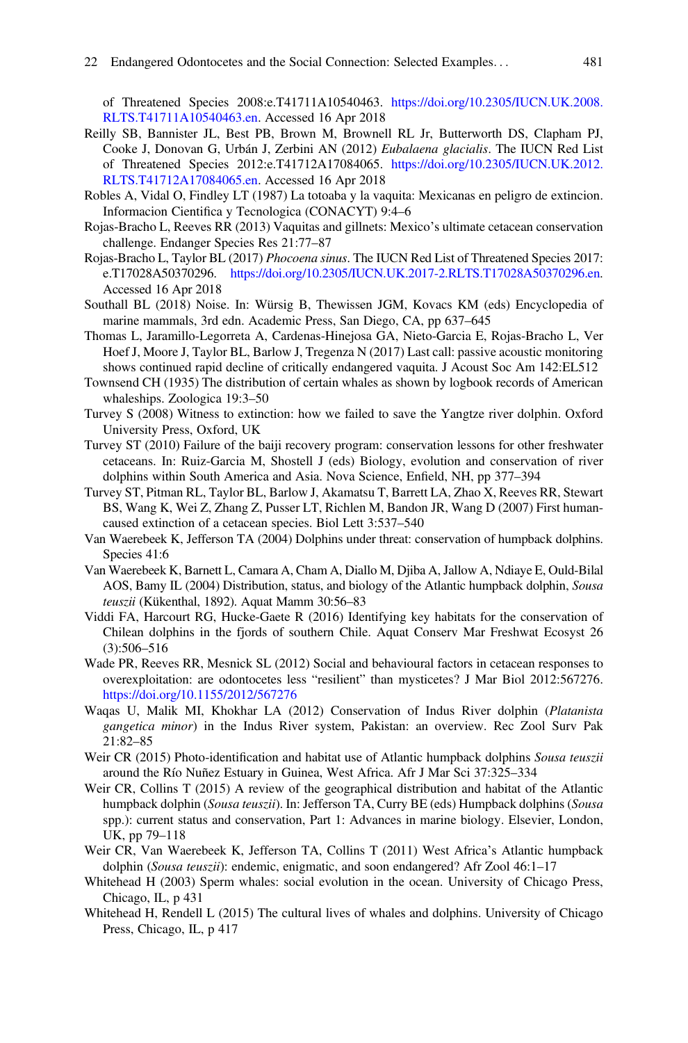of Threatened Species 2008:e.T41711A10540463. https://doi.org/10.2305/IUCN.UK.2008.RLTS.T41711A10540463.en. Accessed 16 Apr 2018

Reilly SB, Bannister JL, Best PB, Brown M, Brownell RL Jr, Butterworth DS, Clapham PJ, Cooke J, Donovan G, Urbán J, Zerbini AN (2012) *Eubalaena glacialis*. The IUCN Red List of Threatened Species 2012:e.T41712A17084065. https://doi.org/10.2305/IUCN.UK.2012.RLTS.T41712A17084065.en. Accessed 16 Apr 2018

Robles A, Vidal O, Findley LT (1987) La totoaba y la vaquita: Mexicanas en peligro de extincion. Informacion Cientifica y Tecnologica (CONACYT) 9:4–6

Rojas-Bracho L, Reeves RR (2013) Vaquitas and gillnets: Mexico's ultimate cetacean conservation challenge. Endanger Species Res 21:77–87

Rojas-Bracho L, Taylor BL (2017) *Phocoena sinus*. The IUCN Red List of Threatened Species 2017: e.T17028A50370296. https://doi.org/10.2305/IUCN.UK.2017-2.RLTS.T17028A50370296.en. Accessed 16 Apr 2018

Southall BL (2018) Noise. In: Würsig B, Thewissen JGM, Kovacs KM (eds) Encyclopedia of marine mammals, 3rd edn. Academic Press, San Diego, CA, pp 637–645

Thomas L, Jaramillo-Legorreta A, Cardenas-Hinejosa GA, Nieto-Garcia E, Rojas-Bracho L, Ver Hoef J, Moore J, Taylor BL, Barlow J, Tregenza N (2017) Last call: passive acoustic monitoring shows continued rapid decline of critically endangered vaquita. J Acoust Soc Am 142:EL512

Townsend CH (1935) The distribution of certain whales as shown by logbook records of American whaleships. Zoologica 19:3–50

Turvey S (2008) Witness to extinction: how we failed to save the Yangtze river dolphin. Oxford University Press, Oxford, UK

Turvey ST (2010) Failure of the baiji recovery program: conservation lessons for other freshwater cetaceans. In: Ruiz-Garcia M, Shostell J (eds) Biology, evolution and conservation of river dolphins within South America and Asia. Nova Science, Enfield, NH, pp 377–394

Turvey ST, Pitman RL, Taylor BL, Barlow J, Akamatsu T, Barrett LA, Zhao X, Reeves RR, Stewart BS, Wang K, Wei Z, Zhang Z, Pusser LT, Richlen M, Bandon JR, Wang D (2007) First human-caused extinction of a cetacean species. Biol Lett 3:537–540

Van Waerebeek K, Jefferson TA (2004) Dolphins under threat: conservation of humpback dolphins. Species 41:6

Van Waerebeek K, Barnett L, Camara A, Cham A, Diallo M, Djiba A, Jallow A, Ndiaye E, Ould-Bilal AOS, Bamy IL (2004) Distribution, status, and biology of the Atlantic humpback dolphin, *Sousa teuszii* (Kükenthal, 1892). Aquat Mamm 30:56–83

Viddi FA, Harcourt RG, Hucke-Gaete R (2016) Identifying key habitats for the conservation of Chilean dolphins in the fjords of southern Chile. Aquat Conserv Mar Freshwat Ecosyst 26 (3):506–516

Wade PR, Reeves RR, Mesnick SL (2012) Social and behavioural factors in cetacean responses to overexploitation: are odontocetes less "resilient" than mysticetes? J Mar Biol 2012:567276. https://doi.org/10.1155/2012/567276

Waqas U, Malik MI, Khokhar LA (2012) Conservation of Indus River dolphin (*Platanista gangetica minor*) in the Indus River system, Pakistan: an overview. Rec Zool Surv Pak 21:82–85

Weir CR (2015) Photo-identification and habitat use of Atlantic humpback dolphins *Sousa teuszii* around the Río Nuñez Estuary in Guinea, West Africa. Afr J Mar Sci 37:325–334

Weir CR, Collins T (2015) A review of the geographical distribution and habitat of the Atlantic humpback dolphin (*Sousa teuszii*). In: Jefferson TA, Curry BE (eds) Humpback dolphins (*Sousa* spp.): current status and conservation, Part 1: Advances in marine biology. Elsevier, London, UK, pp 79–118

Weir CR, Van Waerebeek K, Jefferson TA, Collins T (2011) West Africa's Atlantic humpback dolphin (*Sousa teuszii*): endemic, enigmatic, and soon endangered? Afr Zool 46:1–17

Whitehead H (2003) Sperm whales: social evolution in the ocean. University of Chicago Press, Chicago, IL, p 431

Whitehead H, Rendell L (2015) The cultural lives of whales and dolphins. University of Chicago Press, Chicago, IL, p 417